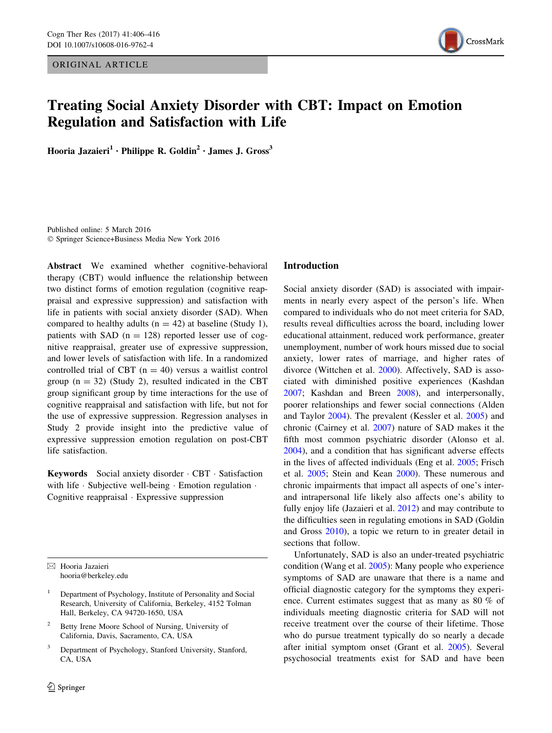ORIGINAL ARTICLE

# Treating Social Anxiety Disorder with CBT: Impact on Emotion Regulation and Satisfaction with Life

**Hooria Jazaieri[1] · Philippe R. Goldin[2] · James J. Gross[3]**

Published online: 5 March 2016
© Springer Science+Business Media New York 2016

**Abstract** We examined whether cognitive-behavioral therapy (CBT) would influence the relationship between two distinct forms of emotion regulation (cognitive reappraisal and expressive suppression) and satisfaction with life in patients with social anxiety disorder (SAD). When compared to healthy adults (n = 42) at baseline (Study 1), patients with SAD (n = 128) reported lesser use of cognitive reappraisal, greater use of expressive suppression, and lower levels of satisfaction with life. In a randomized controlled trial of CBT (n = 40) versus a waitlist control group (n = 32) (Study 2), resulted indicated in the CBT group significant group by time interactions for the use of cognitive reappraisal and satisfaction with life, but not for the use of expressive suppression. Regression analyses in Study 2 provide insight into the predictive value of expressive suppression emotion regulation on post-CBT life satisfaction.

**Keywords** Social anxiety disorder · CBT · Satisfaction with life · Subjective well-being · Emotion regulation · Cognitive reappraisal · Expressive suppression

✉ Hooria Jazaieri
hooria@berkeley.edu

[1] Department of Psychology, Institute of Personality and Social Research, University of California, Berkeley, 4152 Tolman Hall, Berkeley, CA 94720-1650, USA

[2] Betty Irene Moore School of Nursing, University of California, Davis, Sacramento, CA, USA

[3] Department of Psychology, Stanford University, Stanford, CA, USA

## Introduction

Social anxiety disorder (SAD) is associated with impairments in nearly every aspect of the person's life. When compared to individuals who do not meet criteria for SAD, results reveal difficulties across the board, including lower educational attainment, reduced work performance, greater unemployment, number of work hours missed due to social anxiety, lower rates of marriage, and higher rates of divorce (Wittchen et al. 2000). Affectively, SAD is associated with diminished positive experiences (Kashdan 2007; Kashdan and Breen 2008), and interpersonally, poorer relationships and fewer social connections (Alden and Taylor 2004). The prevalent (Kessler et al. 2005) and chronic (Cairney et al. 2007) nature of SAD makes it the fifth most common psychiatric disorder (Alonso et al. 2004), and a condition that has significant adverse effects in the lives of affected individuals (Eng et al. 2005; Frisch et al. 2005; Stein and Kean 2000). These numerous and chronic impairments that impact all aspects of one's inter- and intrapersonal life likely also affects one's ability to fully enjoy life (Jazaieri et al. 2012) and may contribute to the difficulties seen in regulating emotions in SAD (Goldin and Gross 2010), a topic we return to in greater detail in sections that follow.

Unfortunately, SAD is also an under-treated psychiatric condition (Wang et al. 2005): Many people who experience symptoms of SAD are unaware that there is a name and official diagnostic category for the symptoms they experience. Current estimates suggest that as many as 80 % of individuals meeting diagnostic criteria for SAD will not receive treatment over the course of their lifetime. Those who do pursue treatment typically do so nearly a decade after initial symptom onset (Grant et al. 2005). Several psychosocial treatments exist for SAD and have been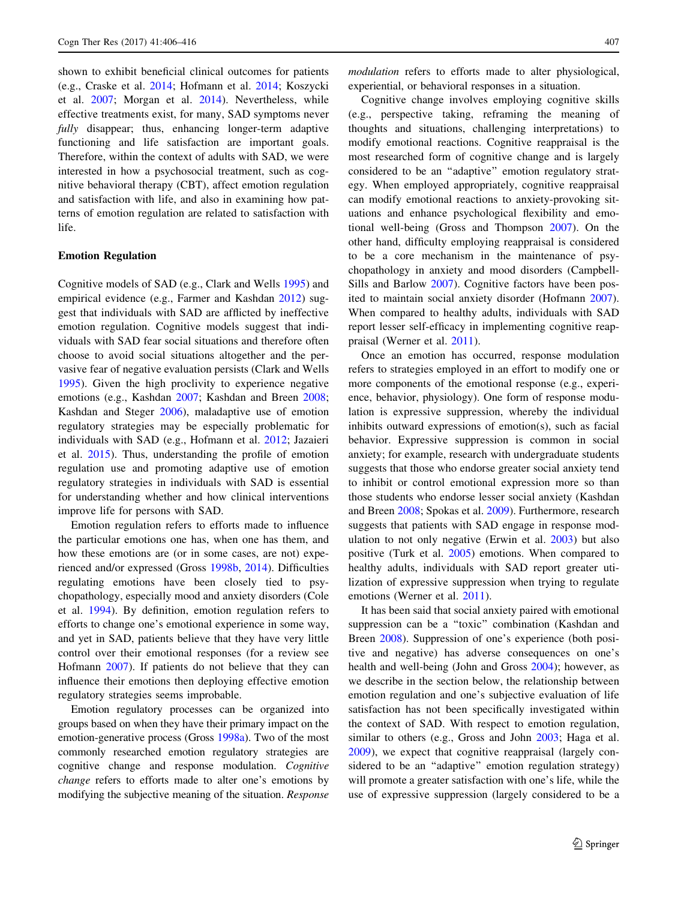shown to exhibit beneficial clinical outcomes for patients (e.g., Craske et al. 2014; Hofmann et al. 2014; Koszycki et al. 2007; Morgan et al. 2014). Nevertheless, while effective treatments exist, for many, SAD symptoms never *fully* disappear; thus, enhancing longer-term adaptive functioning and life satisfaction are important goals. Therefore, within the context of adults with SAD, we were interested in how a psychosocial treatment, such as cognitive behavioral therapy (CBT), affect emotion regulation and satisfaction with life, and also in examining how patterns of emotion regulation are related to satisfaction with life.

## Emotion Regulation

Cognitive models of SAD (e.g., Clark and Wells 1995) and empirical evidence (e.g., Farmer and Kashdan 2012) suggest that individuals with SAD are afflicted by ineffective emotion regulation. Cognitive models suggest that individuals with SAD fear social situations and therefore often choose to avoid social situations altogether and the pervasive fear of negative evaluation persists (Clark and Wells 1995). Given the high proclivity to experience negative emotions (e.g., Kashdan 2007; Kashdan and Breen 2008; Kashdan and Steger 2006), maladaptive use of emotion regulatory strategies may be especially problematic for individuals with SAD (e.g., Hofmann et al. 2012; Jazaieri et al. 2015). Thus, understanding the profile of emotion regulation use and promoting adaptive use of emotion regulatory strategies in individuals with SAD is essential for understanding whether and how clinical interventions improve life for persons with SAD.

Emotion regulation refers to efforts made to influence the particular emotions one has, when one has them, and how these emotions are (or in some cases, are not) experienced and/or expressed (Gross 1998b, 2014). Difficulties regulating emotions have been closely tied to psychopathology, especially mood and anxiety disorders (Cole et al. 1994). By definition, emotion regulation refers to efforts to change one's emotional experience in some way, and yet in SAD, patients believe that they have very little control over their emotional responses (for a review see Hofmann 2007). If patients do not believe that they can influence their emotions then deploying effective emotion regulatory strategies seems improbable.

Emotion regulatory processes can be organized into groups based on when they have their primary impact on the emotion-generative process (Gross 1998a). Two of the most commonly researched emotion regulatory strategies are cognitive change and response modulation. *Cognitive change* refers to efforts made to alter one's emotions by modifying the subjective meaning of the situation. *Response modulation* refers to efforts made to alter physiological, experiential, or behavioral responses in a situation.

Cognitive change involves employing cognitive skills (e.g., perspective taking, reframing the meaning of thoughts and situations, challenging interpretations) to modify emotional reactions. Cognitive reappraisal is the most researched form of cognitive change and is largely considered to be an "adaptive" emotion regulatory strategy. When employed appropriately, cognitive reappraisal can modify emotional reactions to anxiety-provoking situations and enhance psychological flexibility and emotional well-being (Gross and Thompson 2007). On the other hand, difficulty employing reappraisal is considered to be a core mechanism in the maintenance of psychopathology in anxiety and mood disorders (Campbell-Sills and Barlow 2007). Cognitive factors have been posited to maintain social anxiety disorder (Hofmann 2007). When compared to healthy adults, individuals with SAD report lesser self-efficacy in implementing cognitive reappraisal (Werner et al. 2011).

Once an emotion has occurred, response modulation refers to strategies employed in an effort to modify one or more components of the emotional response (e.g., experience, behavior, physiology). One form of response modulation is expressive suppression, whereby the individual inhibits outward expressions of emotion(s), such as facial behavior. Expressive suppression is common in social anxiety; for example, research with undergraduate students suggests that those who endorse greater social anxiety tend to inhibit or control emotional expression more so than those students who endorse lesser social anxiety (Kashdan and Breen 2008; Spokas et al. 2009). Furthermore, research suggests that patients with SAD engage in response modulation to not only negative (Erwin et al. 2003) but also positive (Turk et al. 2005) emotions. When compared to healthy adults, individuals with SAD report greater utilization of expressive suppression when trying to regulate emotions (Werner et al. 2011).

It has been said that social anxiety paired with emotional suppression can be a "toxic" combination (Kashdan and Breen 2008). Suppression of one's experience (both positive and negative) has adverse consequences on one's health and well-being (John and Gross 2004); however, as we describe in the section below, the relationship between emotion regulation and one's subjective evaluation of life satisfaction has not been specifically investigated within the context of SAD. With respect to emotion regulation, similar to others (e.g., Gross and John 2003; Haga et al. 2009), we expect that cognitive reappraisal (largely considered to be an "adaptive" emotion regulation strategy) will promote a greater satisfaction with one's life, while the use of expressive suppression (largely considered to be a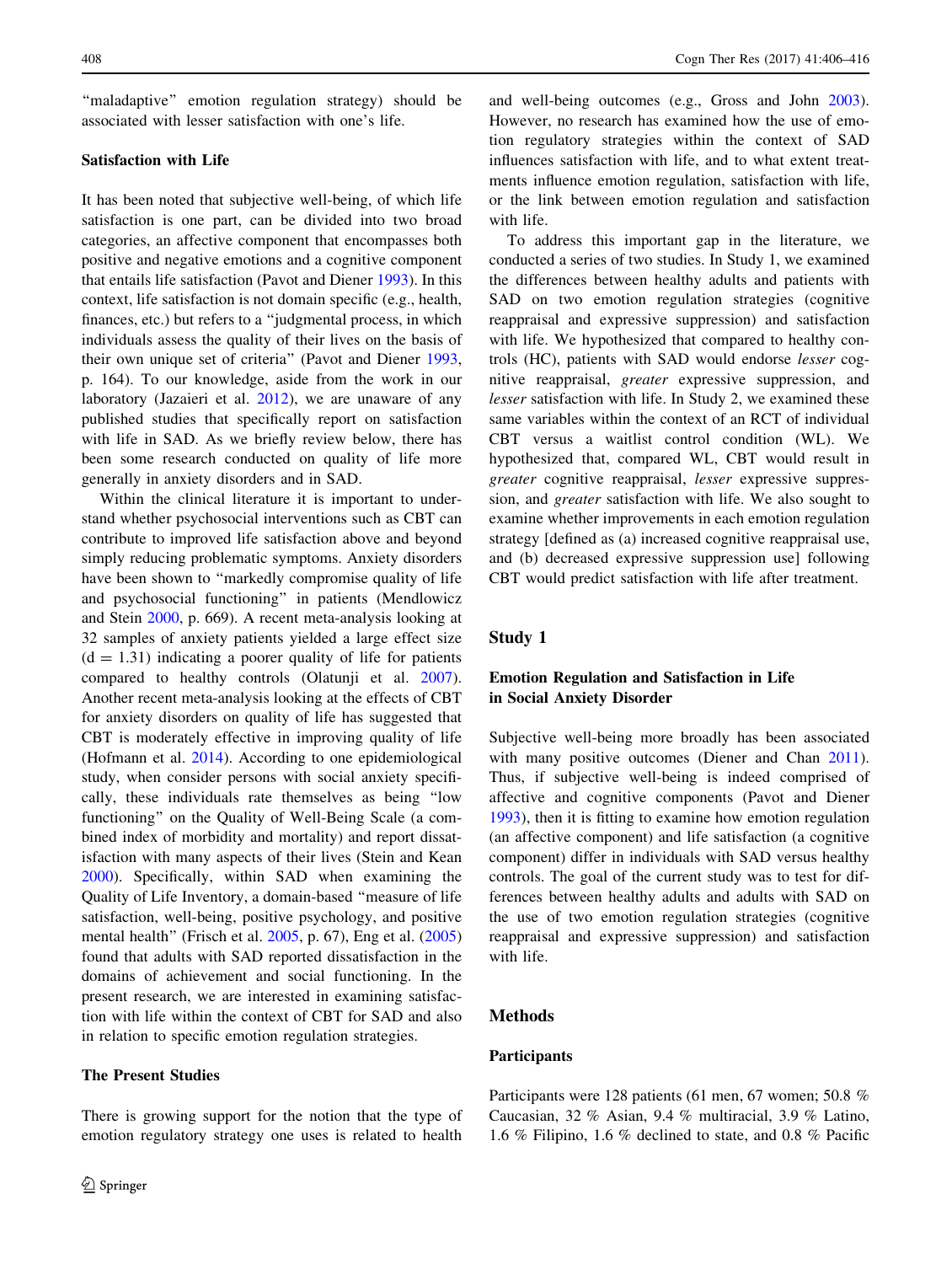"maladaptive" emotion regulation strategy) should be associated with lesser satisfaction with one's life.

### Satisfaction with Life

It has been noted that subjective well-being, of which life satisfaction is one part, can be divided into two broad categories, an affective component that encompasses both positive and negative emotions and a cognitive component that entails life satisfaction (Pavot and Diener 1993). In this context, life satisfaction is not domain specific (e.g., health, finances, etc.) but refers to a "judgmental process, in which individuals assess the quality of their lives on the basis of their own unique set of criteria" (Pavot and Diener 1993, p. 164). To our knowledge, aside from the work in our laboratory (Jazaieri et al. 2012), we are unaware of any published studies that specifically report on satisfaction with life in SAD. As we briefly review below, there has been some research conducted on quality of life more generally in anxiety disorders and in SAD.

Within the clinical literature it is important to understand whether psychosocial interventions such as CBT can contribute to improved life satisfaction above and beyond simply reducing problematic symptoms. Anxiety disorders have been shown to "markedly compromise quality of life and psychosocial functioning" in patients (Mendlowicz and Stein 2000, p. 669). A recent meta-analysis looking at 32 samples of anxiety patients yielded a large effect size ($d = 1.31$) indicating a poorer quality of life for patients compared to healthy controls (Olatunji et al. 2007). Another recent meta-analysis looking at the effects of CBT for anxiety disorders on quality of life has suggested that CBT is moderately effective in improving quality of life (Hofmann et al. 2014). According to one epidemiological study, when consider persons with social anxiety specifically, these individuals rate themselves as being "low functioning" on the Quality of Well-Being Scale (a combined index of morbidity and mortality) and report dissatisfaction with many aspects of their lives (Stein and Kean 2000). Specifically, within SAD when examining the Quality of Life Inventory, a domain-based "measure of life satisfaction, well-being, positive psychology, and positive mental health" (Frisch et al. 2005, p. 67), Eng et al. (2005) found that adults with SAD reported dissatisfaction in the domains of achievement and social functioning. In the present research, we are interested in examining satisfaction with life within the context of CBT for SAD and also in relation to specific emotion regulation strategies.

### The Present Studies

There is growing support for the notion that the type of emotion regulatory strategy one uses is related to health and well-being outcomes (e.g., Gross and John 2003). However, no research has examined how the use of emotion regulatory strategies within the context of SAD influences satisfaction with life, and to what extent treatments influence emotion regulation, satisfaction with life, or the link between emotion regulation and satisfaction with life.

To address this important gap in the literature, we conducted a series of two studies. In Study 1, we examined the differences between healthy adults and patients with SAD on two emotion regulation strategies (cognitive reappraisal and expressive suppression) and satisfaction with life. We hypothesized that compared to healthy controls (HC), patients with SAD would endorse *lesser* cognitive reappraisal, *greater* expressive suppression, and *lesser* satisfaction with life. In Study 2, we examined these same variables within the context of an RCT of individual CBT versus a waitlist control condition (WL). We hypothesized that, compared WL, CBT would result in *greater* cognitive reappraisal, *lesser* expressive suppression, and *greater* satisfaction with life. We also sought to examine whether improvements in each emotion regulation strategy [defined as (a) increased cognitive reappraisal use, and (b) decreased expressive suppression use] following CBT would predict satisfaction with life after treatment.

## Study 1

### Emotion Regulation and Satisfaction in Life in Social Anxiety Disorder

Subjective well-being more broadly has been associated with many positive outcomes (Diener and Chan 2011). Thus, if subjective well-being is indeed comprised of affective and cognitive components (Pavot and Diener 1993), then it is fitting to examine how emotion regulation (an affective component) and life satisfaction (a cognitive component) differ in individuals with SAD versus healthy controls. The goal of the current study was to test for differences between healthy adults and adults with SAD on the use of two emotion regulation strategies (cognitive reappraisal and expressive suppression) and satisfaction with life.

## Methods

### Participants

Participants were 128 patients (61 men, 67 women; 50.8 % Caucasian, 32 % Asian, 9.4 % multiracial, 3.9 % Latino, 1.6 % Filipino, 1.6 % declined to state, and 0.8 % Pacific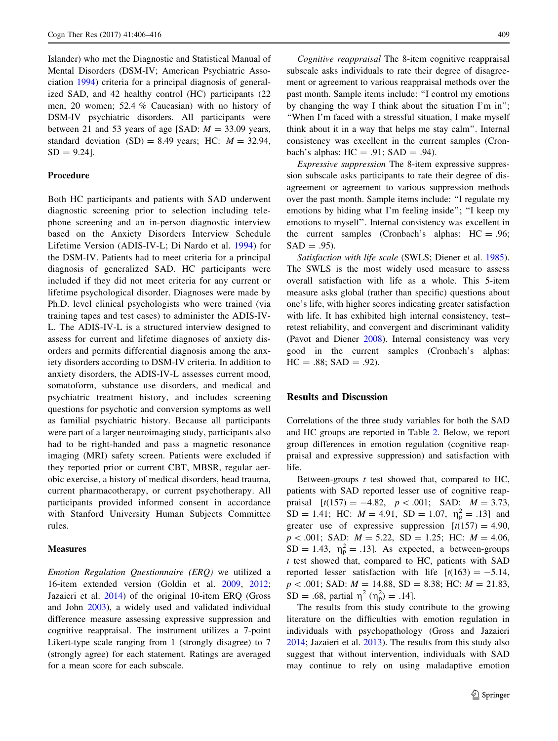Islander) who met the Diagnostic and Statistical Manual of Mental Disorders (DSM-IV; American Psychiatric Association 1994) criteria for a principal diagnosis of generalized SAD, and 42 healthy control (HC) participants (22 men, 20 women; 52.4 % Caucasian) with no history of DSM-IV psychiatric disorders. All participants were between 21 and 53 years of age [SAD: $M = 33.09$ years, standard deviation (SD) = 8.49 years; HC: $M = 32.94$, SD = 9.24].

### Procedure

Both HC participants and patients with SAD underwent diagnostic screening prior to selection including telephone screening and an in-person diagnostic interview based on the Anxiety Disorders Interview Schedule Lifetime Version (ADIS-IV-L; Di Nardo et al. 1994) for the DSM-IV. Patients had to meet criteria for a principal diagnosis of generalized SAD. HC participants were included if they did not meet criteria for any current or lifetime psychological disorder. Diagnoses were made by Ph.D. level clinical psychologists who were trained (via training tapes and test cases) to administer the ADIS-IV-L. The ADIS-IV-L is a structured interview designed to assess for current and lifetime diagnoses of anxiety disorders and permits differential diagnosis among the anxiety disorders according to DSM-IV criteria. In addition to anxiety disorders, the ADIS-IV-L assesses current mood, somatoform, substance use disorders, and medical and psychiatric treatment history, and includes screening questions for psychotic and conversion symptoms as well as familial psychiatric history. Because all participants were part of a larger neuroimaging study, participants also had to be right-handed and pass a magnetic resonance imaging (MRI) safety screen. Patients were excluded if they reported prior or current CBT, MBSR, regular aerobic exercise, a history of medical disorders, head trauma, current pharmacotherapy, or current psychotherapy. All participants provided informed consent in accordance with Stanford University Human Subjects Committee rules.

### Measures

*Emotion Regulation Questionnaire (ERQ)* we utilized a 16-item extended version (Goldin et al. 2009, 2012; Jazaieri et al. 2014) of the original 10-item ERQ (Gross and John 2003), a widely used and validated individual difference measure assessing expressive suppression and cognitive reappraisal. The instrument utilizes a 7-point Likert-type scale ranging from 1 (strongly disagree) to 7 (strongly agree) for each statement. Ratings are averaged for a mean score for each subscale.

*Cognitive reappraisal* The 8-item cognitive reappraisal subscale asks individuals to rate their degree of disagreement or agreement to various reappraisal methods over the past month. Sample items include: "I control my emotions by changing the way I think about the situation I'm in"; "When I'm faced with a stressful situation, I make myself think about it in a way that helps me stay calm". Internal consistency was excellent in the current samples (Cronbach's alphas: HC = .91; SAD = .94).

*Expressive suppression* The 8-item expressive suppression subscale asks participants to rate their degree of disagreement or agreement to various suppression methods over the past month. Sample items include: "I regulate my emotions by hiding what I'm feeling inside"; "I keep my emotions to myself". Internal consistency was excellent in the current samples (Cronbach's alphas: HC = .96; SAD = .95).

*Satisfaction with life scale* (SWLS; Diener et al. 1985). The SWLS is the most widely used measure to assess overall satisfaction with life as a whole. This 5-item measure asks global (rather than specific) questions about one's life, with higher scores indicating greater satisfaction with life. It has exhibited high internal consistency, test–retest reliability, and convergent and discriminant validity (Pavot and Diener 2008). Internal consistency was very good in the current samples (Cronbach's alphas: HC = .88; SAD = .92).

## Results and Discussion

Correlations of the three study variables for both the SAD and HC groups are reported in Table 2. Below, we report group differences in emotion regulation (cognitive reappraisal and expressive suppression) and satisfaction with life.

Between-groups $t$ test showed that, compared to HC, patients with SAD reported lesser use of cognitive reappraisal [$t(157) = -4.82$, $p < .001$; SAD: $M = 3.73$, SD = 1.41; HC: $M = 4.91$, SD = 1.07, $\eta_p^2 = .13$] and greater use of expressive suppression [$t(157) = 4.90$, $p < .001$; SAD: $M = 5.22$, SD = 1.25; HC: $M = 4.06$, SD = 1.43, $\eta_p^2 = .13$]. As expected, a between-groups $t$ test showed that, compared to HC, patients with SAD reported lesser satisfaction with life [$t(163) = -5.14$, $p < .001$; SAD: $M = 14.88$, SD = 8.38; HC: $M = 21.83$, SD = .68, partial $\eta^2$ ($\eta_p^2$) = .14].

The results from this study contribute to the growing literature on the difficulties with emotion regulation in individuals with psychopathology (Gross and Jazaieri 2014; Jazaieri et al. 2013). The results from this study also suggest that without intervention, individuals with SAD may continue to rely on using maladaptive emotion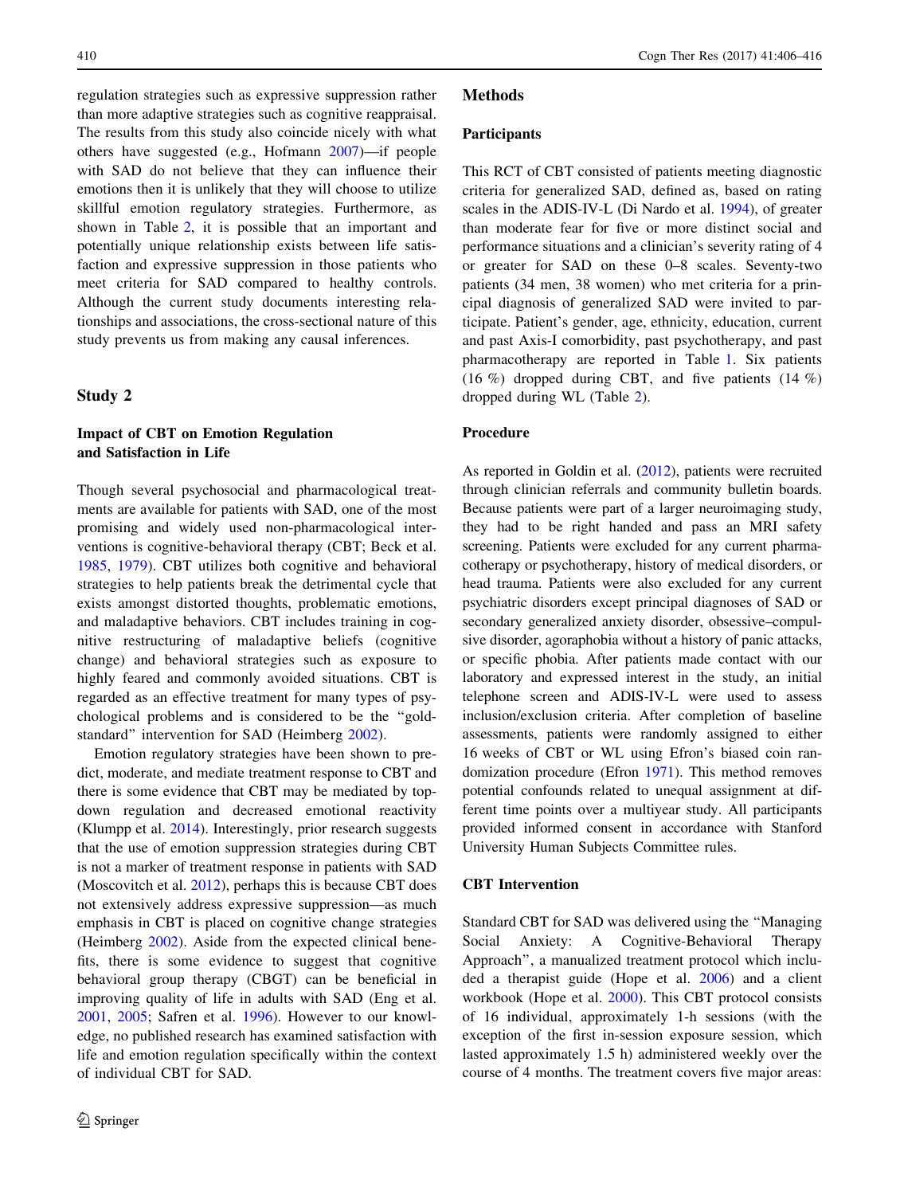regulation strategies such as expressive suppression rather than more adaptive strategies such as cognitive reappraisal. The results from this study also coincide nicely with what others have suggested (e.g., Hofmann 2007)—if people with SAD do not believe that they can influence their emotions then it is unlikely that they will choose to utilize skillful emotion regulatory strategies. Furthermore, as shown in Table 2, it is possible that an important and potentially unique relationship exists between life satisfaction and expressive suppression in those patients who meet criteria for SAD compared to healthy controls. Although the current study documents interesting relationships and associations, the cross-sectional nature of this study prevents us from making any causal inferences.

## Study 2

### Impact of CBT on Emotion Regulation and Satisfaction in Life

Though several psychosocial and pharmacological treatments are available for patients with SAD, one of the most promising and widely used non-pharmacological interventions is cognitive-behavioral therapy (CBT; Beck et al. 1985, 1979). CBT utilizes both cognitive and behavioral strategies to help patients break the detrimental cycle that exists amongst distorted thoughts, problematic emotions, and maladaptive behaviors. CBT includes training in cognitive restructuring of maladaptive beliefs (cognitive change) and behavioral strategies such as exposure to highly feared and commonly avoided situations. CBT is regarded as an effective treatment for many types of psychological problems and is considered to be the "gold-standard" intervention for SAD (Heimberg 2002).

Emotion regulatory strategies have been shown to predict, moderate, and mediate treatment response to CBT and there is some evidence that CBT may be mediated by top-down regulation and decreased emotional reactivity (Klumpp et al. 2014). Interestingly, prior research suggests that the use of emotion suppression strategies during CBT is not a marker of treatment response in patients with SAD (Moscovitch et al. 2012), perhaps this is because CBT does not extensively address expressive suppression—as much emphasis in CBT is placed on cognitive change strategies (Heimberg 2002). Aside from the expected clinical benefits, there is some evidence to suggest that cognitive behavioral group therapy (CBGT) can be beneficial in improving quality of life in adults with SAD (Eng et al. 2001, 2005; Safren et al. 1996). However to our knowledge, no published research has examined satisfaction with life and emotion regulation specifically within the context of individual CBT for SAD.

## Methods

### Participants

This RCT of CBT consisted of patients meeting diagnostic criteria for generalized SAD, defined as, based on rating scales in the ADIS-IV-L (Di Nardo et al. 1994), of greater than moderate fear for five or more distinct social and performance situations and a clinician's severity rating of 4 or greater for SAD on these 0–8 scales. Seventy-two patients (34 men, 38 women) who met criteria for a principal diagnosis of generalized SAD were invited to participate. Patient's gender, age, ethnicity, education, current and past Axis-I comorbidity, past psychotherapy, and past pharmacotherapy are reported in Table 1. Six patients (16 %) dropped during CBT, and five patients (14 %) dropped during WL (Table 2).

### Procedure

As reported in Goldin et al. (2012), patients were recruited through clinician referrals and community bulletin boards. Because patients were part of a larger neuroimaging study, they had to be right handed and pass an MRI safety screening. Patients were excluded for any current pharmacotherapy or psychotherapy, history of medical disorders, or head trauma. Patients were also excluded for any current psychiatric disorders except principal diagnoses of SAD or secondary generalized anxiety disorder, obsessive–compulsive disorder, agoraphobia without a history of panic attacks, or specific phobia. After patients made contact with our laboratory and expressed interest in the study, an initial telephone screen and ADIS-IV-L were used to assess inclusion/exclusion criteria. After completion of baseline assessments, patients were randomly assigned to either 16 weeks of CBT or WL using Efron's biased coin randomization procedure (Efron 1971). This method removes potential confounds related to unequal assignment at different time points over a multiyear study. All participants provided informed consent in accordance with Stanford University Human Subjects Committee rules.

### CBT Intervention

Standard CBT for SAD was delivered using the "Managing Social Anxiety: A Cognitive-Behavioral Therapy Approach", a manualized treatment protocol which included a therapist guide (Hope et al. 2006) and a client workbook (Hope et al. 2000). This CBT protocol consists of 16 individual, approximately 1-h sessions (with the exception of the first in-session exposure session, which lasted approximately 1.5 h) administered weekly over the course of 4 months. The treatment covers five major areas: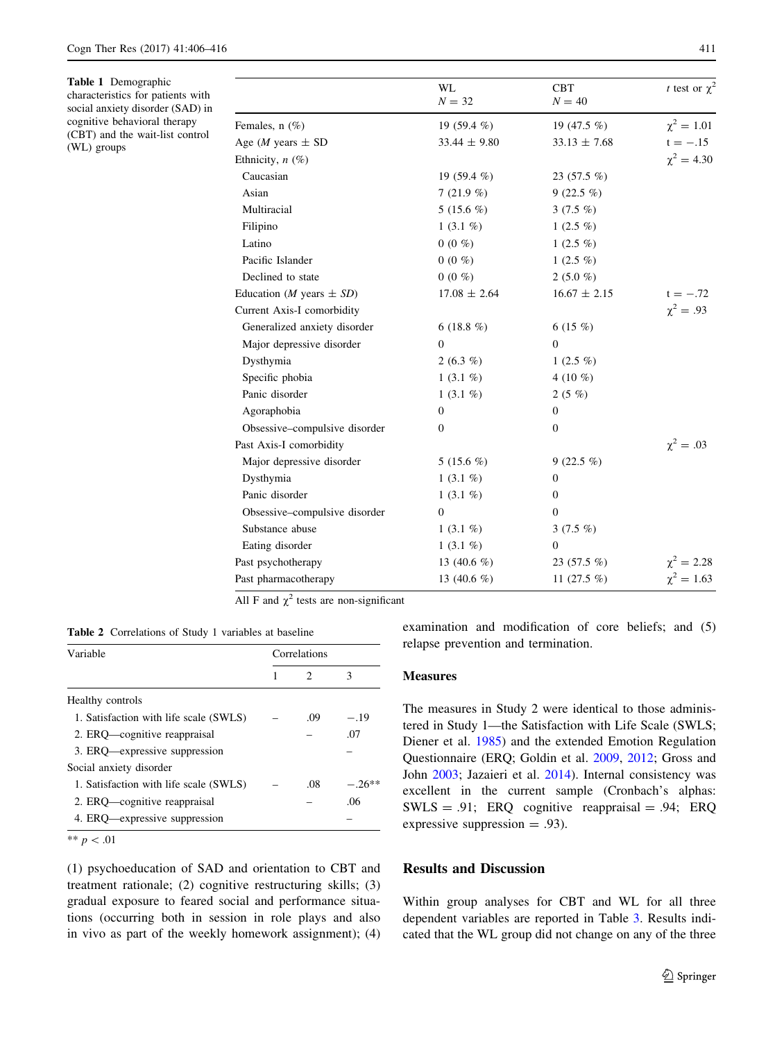**Table 1** Demographic characteristics for patients with social anxiety disorder (SAD) in cognitive behavioral therapy (CBT) and the wait-list control (WL) groups

| | WL $N = 32$ | CBT $N = 40$ | *t* test or $\chi^2$ |
|---|---|---|---|
| Females, n (%) | 19 (59.4 %) | 19 (47.5 %) | $\chi^2 = 1.01$ |
| Age (*M* years ± SD) | 33.44 ± 9.80 | 33.13 ± 7.68 | t = −.15 |
| Ethnicity, *n* (%) | | | $\chi^2 = 4.30$ |
| Caucasian | 19 (59.4 %) | 23 (57.5 %) | |
| Asian | 7 (21.9 %) | 9 (22.5 %) | |
| Multiracial | 5 (15.6 %) | 3 (7.5 %) | |
| Filipino | 1 (3.1 %) | 1 (2.5 %) | |
| Latino | 0 (0 %) | 1 (2.5 %) | |
| Pacific Islander | 0 (0 %) | 1 (2.5 %) | |
| Declined to state | 0 (0 %) | 2 (5.0 %) | |
| Education (*M* years ± *SD*) | 17.08 ± 2.64 | 16.67 ± 2.15 | t = −.72 |
| Current Axis-I comorbidity | | | $\chi^2 = .93$ |
| Generalized anxiety disorder | 6 (18.8 %) | 6 (15 %) | |
| Major depressive disorder | 0 | 0 | |
| Dysthymia | 2 (6.3 %) | 1 (2.5 %) | |
| Specific phobia | 1 (3.1 %) | 4 (10 %) | |
| Panic disorder | 1 (3.1 %) | 2 (5 %) | |
| Agoraphobia | 0 | 0 | |
| Obsessive–compulsive disorder | 0 | 0 | |
| Past Axis-I comorbidity | | | $\chi^2 = .03$ |
| Major depressive disorder | 5 (15.6 %) | 9 (22.5 %) | |
| Dysthymia | 1 (3.1 %) | 0 | |
| Panic disorder | 1 (3.1 %) | 0 | |
| Obsessive–compulsive disorder | 0 | 0 | |
| Substance abuse | 1 (3.1 %) | 3 (7.5 %) | |
| Eating disorder | 1 (3.1 %) | 0 | |
| Past psychotherapy | 13 (40.6 %) | 23 (57.5 %) | $\chi^2 = 2.28$ |
| Past pharmacotherapy | 13 (40.6 %) | 11 (27.5 %) | $\chi^2 = 1.63$ |

All F and $\chi^2$ tests are non-significant

**Table 2** Correlations of Study 1 variables at baseline

| Variable | Correlations | | |
|---|---|---|---|
| | 1 | 2 | 3 |
| Healthy controls | | | |
| 1. Satisfaction with life scale (SWLS) | – | .09 | −.19 |
| 2. ERQ—cognitive reappraisal | | – | .07 |
| 3. ERQ—expressive suppression | | | – |
| Social anxiety disorder | | | |
| 1. Satisfaction with life scale (SWLS) | – | .08 | −.26** |
| 2. ERQ—cognitive reappraisal | | – | .06 |
| 4. ERQ—expressive suppression | | | – |

** $p < .01$

(1) psychoeducation of SAD and orientation to CBT and treatment rationale; (2) cognitive restructuring skills; (3) gradual exposure to feared social and performance situations (occurring both in session in role plays and also in vivo as part of the weekly homework assignment); (4) examination and modification of core beliefs; and (5) relapse prevention and termination.

### Measures

The measures in Study 2 were identical to those administered in Study 1—the Satisfaction with Life Scale (SWLS; Diener et al. 1985) and the extended Emotion Regulation Questionnaire (ERQ; Goldin et al. 2009, 2012; Gross and John 2003; Jazaieri et al. 2014). Internal consistency was excellent in the current sample (Cronbach's alphas: SWLS = .91; ERQ cognitive reappraisal = .94; ERQ expressive suppression = .93).

## Results and Discussion

Within group analyses for CBT and WL for all three dependent variables are reported in Table 3. Results indicated that the WL group did not change on any of the three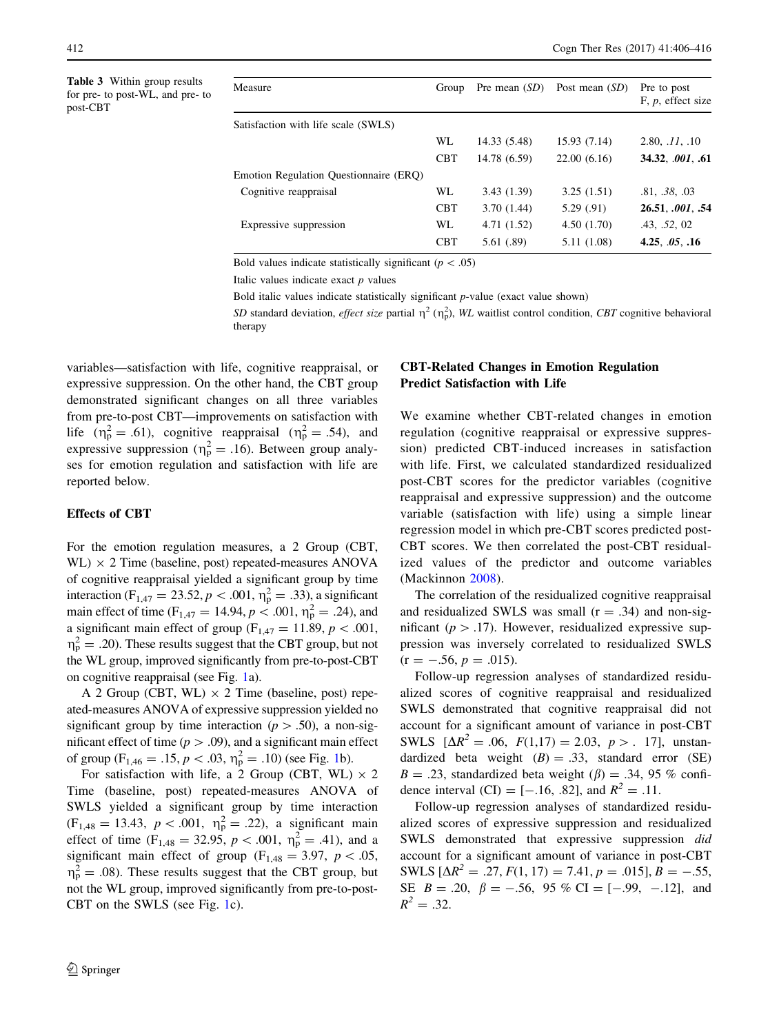**Table 3** Within group results for pre- to post-WL, and pre- to post-CBT

| Measure | Group | Pre mean (*SD*) | Post mean (*SD*) | Pre to post F, *p*, effect size |
|---|---|---|---|---|
| Satisfaction with life scale (SWLS) | | | | |
| | WL | 14.33 (5.48) | 15.93 (7.14) | 2.80, *.11*, .10 |
| | CBT | 14.78 (6.59) | 22.00 (6.16) | **34.32**, ***.001***, **.61** |
| Emotion Regulation Questionnaire (ERQ) | | | | |
| Cognitive reappraisal | WL | 3.43 (1.39) | 3.25 (1.51) | .81, *.38*, .03 |
| | CBT | 3.70 (1.44) | 5.29 (.91) | **26.51**, ***.001***, **.54** |
| Expressive suppression | WL | 4.71 (1.52) | 4.50 (1.70) | .43, *.52*, 02 |
| | CBT | 5.61 (.89) | 5.11 (1.08) | **4.25**, ***.05***, **.16** |

Bold values indicate statistically significant ($p < .05$)

Italic values indicate exact $p$ values

Bold italic values indicate statistically significant $p$-value (exact value shown)

*SD* standard deviation, *effect size* partial $\eta^2$ ($\eta_p^2$), *WL* waitlist control condition, *CBT* cognitive behavioral therapy

variables—satisfaction with life, cognitive reappraisal, or expressive suppression. On the other hand, the CBT group demonstrated significant changes on all three variables from pre-to-post CBT—improvements on satisfaction with life ($\eta_p^2 = .61$), cognitive reappraisal ($\eta_p^2 = .54$), and expressive suppression ($\eta_p^2 = .16$). Between group analyses for emotion regulation and satisfaction with life are reported below.

### Effects of CBT

For the emotion regulation measures, a 2 Group (CBT, WL) × 2 Time (baseline, post) repeated-measures ANOVA of cognitive reappraisal yielded a significant group by time interaction ($F_{1,47} = 23.52, p < .001, \eta_p^2 = .33$), a significant main effect of time ($F_{1,47} = 14.94, p < .001, \eta_p^2 = .24$), and a significant main effect of group ($F_{1,47} = 11.89, p < .001, \eta_p^2 = .20$). These results suggest that the CBT group, but not the WL group, improved significantly from pre-to-post-CBT on cognitive reappraisal (see Fig. 1a).

A 2 Group (CBT, WL) × 2 Time (baseline, post) repeated-measures ANOVA of expressive suppression yielded no significant group by time interaction ($p > .50$), a non-significant effect of time ($p > .09$), and a significant main effect of group ($F_{1,46} = .15, p < .03, \eta_p^2 = .10$) (see Fig. 1b).

For satisfaction with life, a 2 Group (CBT, WL) × 2 Time (baseline, post) repeated-measures ANOVA of SWLS yielded a significant group by time interaction ($F_{1,48} = 13.43$, $p < .001$, $\eta_p^2 = .22$), a significant main effect of time ($F_{1,48} = 32.95$, $p < .001$, $\eta_p^2 = .41$), and a significant main effect of group ($F_{1,48} = 3.97$, $p < .05$, $\eta_p^2 = .08$). These results suggest that the CBT group, but not the WL group, improved significantly from pre-to-post-CBT on the SWLS (see Fig. 1c).

### CBT-Related Changes in Emotion Regulation Predict Satisfaction with Life

We examine whether CBT-related changes in emotion regulation (cognitive reappraisal or expressive suppression) predicted CBT-induced increases in satisfaction with life. First, we calculated standardized residualized post-CBT scores for the predictor variables (cognitive reappraisal and expressive suppression) and the outcome variable (satisfaction with life) using a simple linear regression model in which pre-CBT scores predicted post-CBT scores. We then correlated the post-CBT residualized values of the predictor and outcome variables (Mackinnon 2008).

The correlation of the residualized cognitive reappraisal and residualized SWLS was small ($r = .34$) and non-significant ($p > .17$). However, residualized expressive suppression was inversely correlated to residualized SWLS ($r = -.56$, $p = .015$).

Follow-up regression analyses of standardized residualized scores of cognitive reappraisal and residualized SWLS demonstrated that cognitive reappraisal did not account for a significant amount of variance in post-CBT SWLS [$\Delta R^2 = .06$, $F(1,17) = 2.03$, $p > .17$], unstandardized beta weight ($B$) = .33, standard error (SE) $B = .23$, standardized beta weight ($\beta$) = .34, 95 % confidence interval (CI) = [−.16, .82], and $R^2 = .11$.

Follow-up regression analyses of standardized residualized scores of expressive suppression and residualized SWLS demonstrated that expressive suppression *did* account for a significant amount of variance in post-CBT SWLS [$\Delta R^2 = .27$, $F(1, 17) = 7.41$, $p = .015$], $B = -.55$, SE $B = .20$, $\beta = -.56$, 95 % CI = [−.99, −.12], and $R^2 = .32$.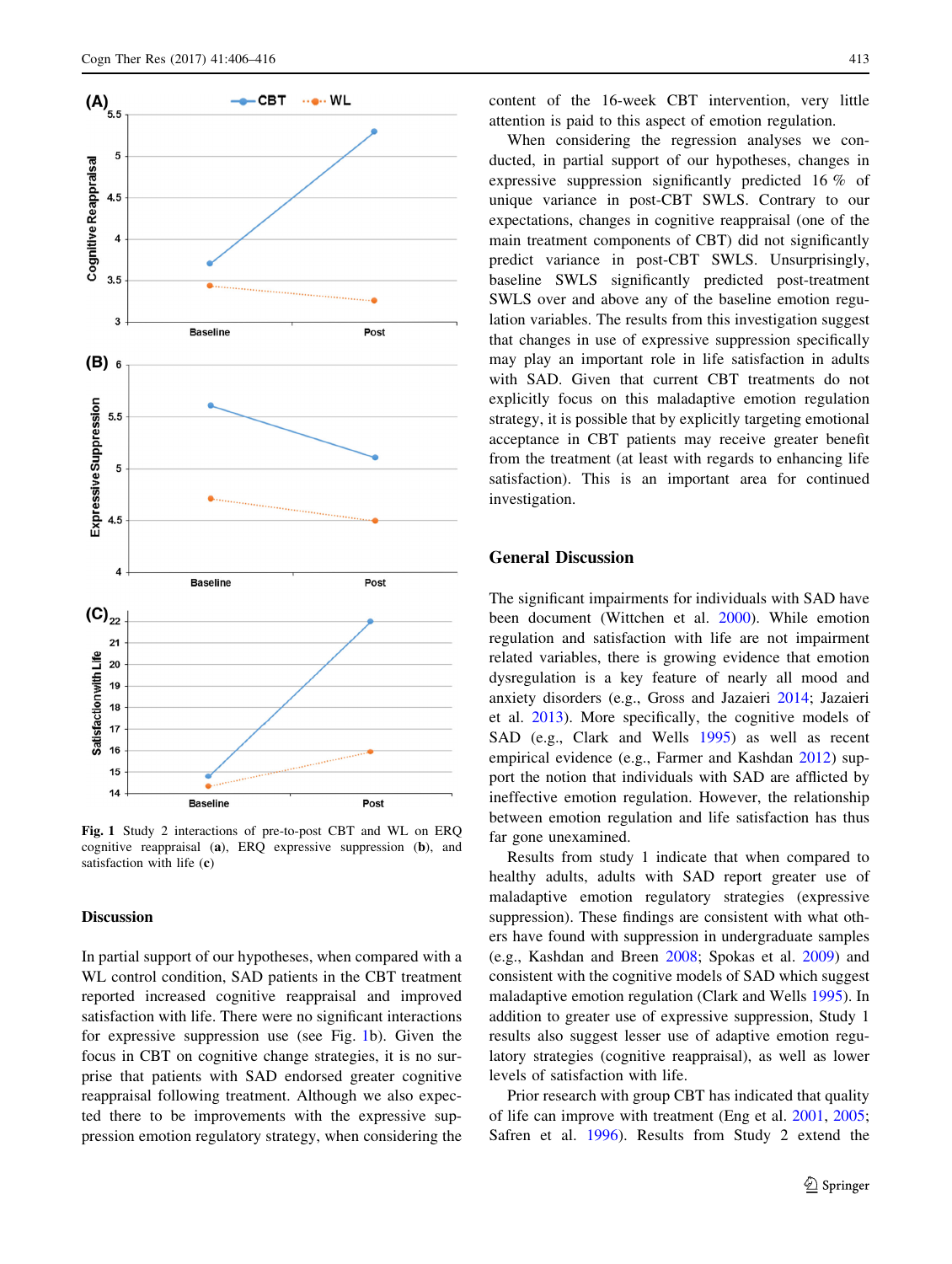Fig. 1 Study 2 interactions of pre-to-post CBT and WL on ERQ cognitive reappraisal (**a**), ERQ expressive suppression (**b**), and satisfaction with life (**c**)

## Discussion

In partial support of our hypotheses, when compared with a WL control condition, SAD patients in the CBT treatment reported increased cognitive reappraisal and improved satisfaction with life. There were no significant interactions for expressive suppression use (see Fig. 1b). Given the focus in CBT on cognitive change strategies, it is no surprise that patients with SAD endorsed greater cognitive reappraisal following treatment. Although we also expected there to be improvements with the expressive suppression emotion regulatory strategy, when considering the content of the 16-week CBT intervention, very little attention is paid to this aspect of emotion regulation.

When considering the regression analyses we conducted, in partial support of our hypotheses, changes in expressive suppression significantly predicted 16 % of unique variance in post-CBT SWLS. Contrary to our expectations, changes in cognitive reappraisal (one of the main treatment components of CBT) did not significantly predict variance in post-CBT SWLS. Unsurprisingly, baseline SWLS significantly predicted post-treatment SWLS over and above any of the baseline emotion regulation variables. The results from this investigation suggest that changes in use of expressive suppression specifically may play an important role in life satisfaction in adults with SAD. Given that current CBT treatments do not explicitly focus on this maladaptive emotion regulation strategy, it is possible that by explicitly targeting emotional acceptance in CBT patients may receive greater benefit from the treatment (at least with regards to enhancing life satisfaction). This is an important area for continued investigation.

# General Discussion

The significant impairments for individuals with SAD have been document (Wittchen et al. 2000). While emotion regulation and satisfaction with life are not impairment related variables, there is growing evidence that emotion dysregulation is a key feature of nearly all mood and anxiety disorders (e.g., Gross and Jazaieri 2014; Jazaieri et al. 2013). More specifically, the cognitive models of SAD (e.g., Clark and Wells 1995) as well as recent empirical evidence (e.g., Farmer and Kashdan 2012) support the notion that individuals with SAD are afflicted by ineffective emotion regulation. However, the relationship between emotion regulation and life satisfaction has thus far gone unexamined.

Results from study 1 indicate that when compared to healthy adults, adults with SAD report greater use of maladaptive emotion regulatory strategies (expressive suppression). These findings are consistent with what others have found with suppression in undergraduate samples (e.g., Kashdan and Breen 2008; Spokas et al. 2009) and consistent with the cognitive models of SAD which suggest maladaptive emotion regulation (Clark and Wells 1995). In addition to greater use of expressive suppression, Study 1 results also suggest lesser use of adaptive emotion regulatory strategies (cognitive reappraisal), as well as lower levels of satisfaction with life.

Prior research with group CBT has indicated that quality of life can improve with treatment (Eng et al. 2001, 2005; Safren et al. 1996). Results from Study 2 extend the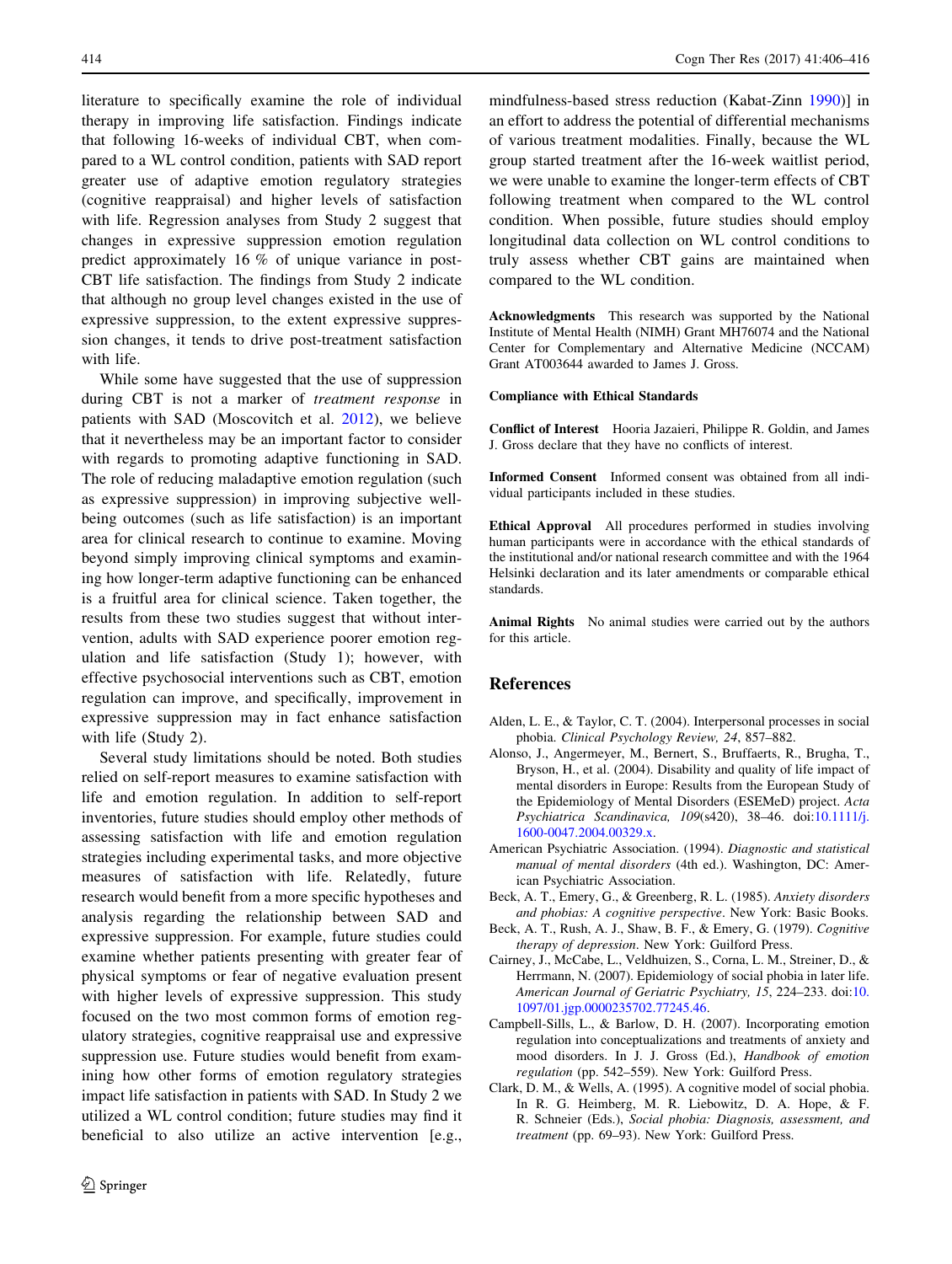literature to specifically examine the role of individual therapy in improving life satisfaction. Findings indicate that following 16-weeks of individual CBT, when compared to a WL control condition, patients with SAD report greater use of adaptive emotion regulatory strategies (cognitive reappraisal) and higher levels of satisfaction with life. Regression analyses from Study 2 suggest that changes in expressive suppression emotion regulation predict approximately 16 % of unique variance in post-CBT life satisfaction. The findings from Study 2 indicate that although no group level changes existed in the use of expressive suppression, to the extent expressive suppression changes, it tends to drive post-treatment satisfaction with life.

While some have suggested that the use of suppression during CBT is not a marker of *treatment response* in patients with SAD (Moscovitch et al. 2012), we believe that it nevertheless may be an important factor to consider with regards to promoting adaptive functioning in SAD. The role of reducing maladaptive emotion regulation (such as expressive suppression) in improving subjective well-being outcomes (such as life satisfaction) is an important area for clinical research to continue to examine. Moving beyond simply improving clinical symptoms and examining how longer-term adaptive functioning can be enhanced is a fruitful area for clinical science. Taken together, the results from these two studies suggest that without intervention, adults with SAD experience poorer emotion regulation and life satisfaction (Study 1); however, with effective psychosocial interventions such as CBT, emotion regulation can improve, and specifically, improvement in expressive suppression may in fact enhance satisfaction with life (Study 2).

Several study limitations should be noted. Both studies relied on self-report measures to examine satisfaction with life and emotion regulation. In addition to self-report inventories, future studies should employ other methods of assessing satisfaction with life and emotion regulation strategies including experimental tasks, and more objective measures of satisfaction with life. Relatedly, future research would benefit from a more specific hypotheses and analysis regarding the relationship between SAD and expressive suppression. For example, future studies could examine whether patients presenting with greater fear of physical symptoms or fear of negative evaluation present with higher levels of expressive suppression. This study focused on the two most common forms of emotion regulatory strategies, cognitive reappraisal use and expressive suppression use. Future studies would benefit from examining how other forms of emotion regulatory strategies impact life satisfaction in patients with SAD. In Study 2 we utilized a WL control condition; future studies may find it beneficial to also utilize an active intervention [e.g., mindfulness-based stress reduction (Kabat-Zinn 1990)] in an effort to address the potential of differential mechanisms of various treatment modalities. Finally, because the WL group started treatment after the 16-week waitlist period, we were unable to examine the longer-term effects of CBT following treatment when compared to the WL control condition. When possible, future studies should employ longitudinal data collection on WL control conditions to truly assess whether CBT gains are maintained when compared to the WL condition.

**Acknowledgments** This research was supported by the National Institute of Mental Health (NIMH) Grant MH76074 and the National Center for Complementary and Alternative Medicine (NCCAM) Grant AT003644 awarded to James J. Gross.

**Compliance with Ethical Standards**

**Conflict of Interest** Hooria Jazaieri, Philippe R. Goldin, and James J. Gross declare that they have no conflicts of interest.

**Informed Consent** Informed consent was obtained from all individual participants included in these studies.

**Ethical Approval** All procedures performed in studies involving human participants were in accordance with the ethical standards of the institutional and/or national research committee and with the 1964 Helsinki declaration and its later amendments or comparable ethical standards.

**Animal Rights** No animal studies were carried out by the authors for this article.

## References

Alden, L. E., & Taylor, C. T. (2004). Interpersonal processes in social phobia. *Clinical Psychology Review, 24*, 857–882.

Alonso, J., Angermeyer, M., Bernert, S., Bruffaerts, R., Brugha, T., Bryson, H., et al. (2004). Disability and quality of life impact of mental disorders in Europe: Results from the European Study of the Epidemiology of Mental Disorders (ESEMeD) project. *Acta Psychiatrica Scandinavica, 109*(s420), 38–46. doi:10.1111/j.1600-0047.2004.00329.x.

American Psychiatric Association. (1994). *Diagnostic and statistical manual of mental disorders* (4th ed.). Washington, DC: American Psychiatric Association.

Beck, A. T., Emery, G., & Greenberg, R. L. (1985). *Anxiety disorders and phobias: A cognitive perspective*. New York: Basic Books.

Beck, A. T., Rush, A. J., Shaw, B. F., & Emery, G. (1979). *Cognitive therapy of depression*. New York: Guilford Press.

Cairney, J., McCabe, L., Veldhuizen, S., Corna, L. M., Streiner, D., & Herrmann, N. (2007). Epidemiology of social phobia in later life. *American Journal of Geriatric Psychiatry, 15*, 224–233. doi:10.1097/01.jgp.0000235702.77245.46.

Campbell-Sills, L., & Barlow, D. H. (2007). Incorporating emotion regulation into conceptualizations and treatments of anxiety and mood disorders. In J. J. Gross (Ed.), *Handbook of emotion regulation* (pp. 542–559). New York: Guilford Press.

Clark, D. M., & Wells, A. (1995). A cognitive model of social phobia. In R. G. Heimberg, M. R. Liebowitz, D. A. Hope, & F. R. Schneier (Eds.), *Social phobia: Diagnosis, assessment, and treatment* (pp. 69–93). New York: Guilford Press.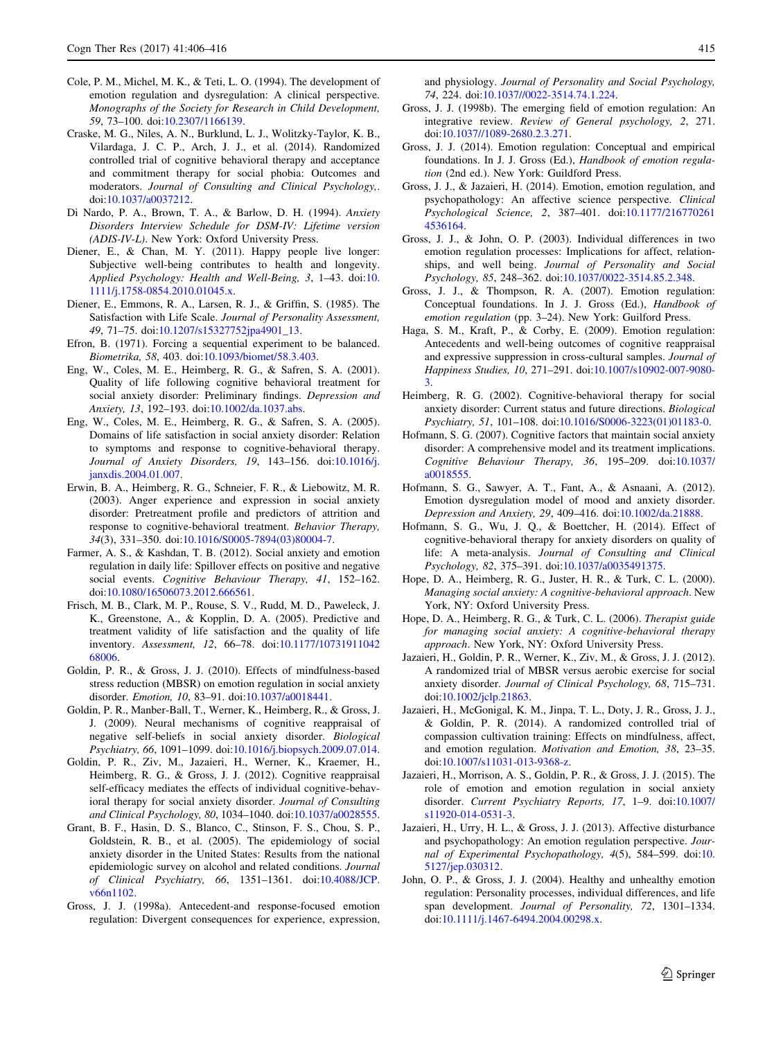Cole, P. M., Michel, M. K., & Teti, L. O. (1994). The development of emotion regulation and dysregulation: A clinical perspective. *Monographs of the Society for Research in Child Development, 59*, 73–100. doi:10.2307/1166139.

Craske, M. G., Niles, A. N., Burklund, L. J., Wolitzky-Taylor, K. B., Vilardaga, J. C. P., Arch, J. J., et al. (2014). Randomized controlled trial of cognitive behavioral therapy and acceptance and commitment therapy for social phobia: Outcomes and moderators. *Journal of Consulting and Clinical Psychology,*. doi:10.1037/a0037212.

Di Nardo, P. A., Brown, T. A., & Barlow, D. H. (1994). *Anxiety Disorders Interview Schedule for DSM-IV: Lifetime version (ADIS-IV-L)*. New York: Oxford University Press.

Diener, E., & Chan, M. Y. (2011). Happy people live longer: Subjective well-being contributes to health and longevity. *Applied Psychology: Health and Well-Being, 3*, 1–43. doi:10.1111/j.1758-0854.2010.01045.x.

Diener, E., Emmons, R. A., Larsen, R. J., & Griffin, S. (1985). The Satisfaction with Life Scale. *Journal of Personality Assessment, 49*, 71–75. doi:10.1207/s15327752jpa4901_13.

Efron, B. (1971). Forcing a sequential experiment to be balanced. *Biometrika, 58*, 403. doi:10.1093/biomet/58.3.403.

Eng, W., Coles, M. E., Heimberg, R. G., & Safren, S. A. (2001). Quality of life following cognitive behavioral treatment for social anxiety disorder: Preliminary findings. *Depression and Anxiety, 13*, 192–193. doi:10.1002/da.1037.abs.

Eng, W., Coles, M. E., Heimberg, R. G., & Safren, S. A. (2005). Domains of life satisfaction in social anxiety disorder: Relation to symptoms and response to cognitive-behavioral therapy. *Journal of Anxiety Disorders, 19*, 143–156. doi:10.1016/j.janxdis.2004.01.007.

Erwin, B. A., Heimberg, R. G., Schneier, F. R., & Liebowitz, M. R. (2003). Anger experience and expression in social anxiety disorder: Pretreatment profile and predictors of attrition and response to cognitive-behavioral treatment. *Behavior Therapy, 34*(3), 331–350. doi:10.1016/S0005-7894(03)80004-7.

Farmer, A. S., & Kashdan, T. B. (2012). Social anxiety and emotion regulation in daily life: Spillover effects on positive and negative social events. *Cognitive Behaviour Therapy, 41*, 152–162. doi:10.1080/16506073.2012.666561.

Frisch, M. B., Clark, M. P., Rouse, S. V., Rudd, M. D., Paweleck, J. K., Greenstone, A., & Kopplin, D. A. (2005). Predictive and treatment validity of life satisfaction and the quality of life inventory. *Assessment, 12*, 66–78. doi:10.1177/1073191104268006.

Goldin, P. R., & Gross, J. J. (2010). Effects of mindfulness-based stress reduction (MBSR) on emotion regulation in social anxiety disorder. *Emotion, 10*, 83–91. doi:10.1037/a0018441.

Goldin, P. R., Manber-Ball, T., Werner, K., Heimberg, R., & Gross, J. J. (2009). Neural mechanisms of cognitive reappraisal of negative self-beliefs in social anxiety disorder. *Biological Psychiatry, 66*, 1091–1099. doi:10.1016/j.biopsych.2009.07.014.

Goldin, P. R., Ziv, M., Jazaieri, H., Werner, K., Kraemer, H., Heimberg, R. G., & Gross, J. J. (2012). Cognitive reappraisal self-efficacy mediates the effects of individual cognitive-behavioral therapy for social anxiety disorder. *Journal of Consulting and Clinical Psychology, 80*, 1034–1040. doi:10.1037/a0028555.

Grant, B. F., Hasin, D. S., Blanco, C., Stinson, F. S., Chou, S. P., Goldstein, R. B., et al. (2005). The epidemiology of social anxiety disorder in the United States: Results from the national epidemiologic survey on alcohol and related conditions. *Journal of Clinical Psychiatry, 66*, 1351–1361. doi:10.4088/JCP.v66n1102.

Gross, J. J. (1998a). Antecedent-and response-focused emotion regulation: Divergent consequences for experience, expression, and physiology. *Journal of Personality and Social Psychology, 74*, 224. doi:10.1037//0022-3514.74.1.224.

Gross, J. J. (1998b). The emerging field of emotion regulation: An integrative review. *Review of General psychology, 2*, 271. doi:10.1037//1089-2680.2.3.271.

Gross, J. J. (2014). Emotion regulation: Conceptual and empirical foundations. In J. J. Gross (Ed.), *Handbook of emotion regulation* (2nd ed.). New York: Guildford Press.

Gross, J. J., & Jazaieri, H. (2014). Emotion, emotion regulation, and psychopathology: An affective science perspective. *Clinical Psychological Science, 2*, 387–401. doi:10.1177/2167702614536164.

Gross, J. J., & John, O. P. (2003). Individual differences in two emotion regulation processes: Implications for affect, relationships, and well being. *Journal of Personality and Social Psychology, 85*, 248–362. doi:10.1037/0022-3514.85.2.348.

Gross, J. J., & Thompson, R. A. (2007). Emotion regulation: Conceptual foundations. In J. J. Gross (Ed.), *Handbook of emotion regulation* (pp. 3–24). New York: Guilford Press.

Haga, S. M., Kraft, P., & Corby, E. (2009). Emotion regulation: Antecedents and well-being outcomes of cognitive reappraisal and expressive suppression in cross-cultural samples. *Journal of Happiness Studies, 10*, 271–291. doi:10.1007/s10902-007-9080-3.

Heimberg, R. G. (2002). Cognitive-behavioral therapy for social anxiety disorder: Current status and future directions. *Biological Psychiatry, 51*, 101–108. doi:10.1016/S0006-3223(01)01183-0.

Hofmann, S. G. (2007). Cognitive factors that maintain social anxiety disorder: A comprehensive model and its treatment implications. *Cognitive Behaviour Therapy, 36*, 195–209. doi:10.1037/a0018555.

Hofmann, S. G., Sawyer, A. T., Fant, A., & Asnaani, A. (2012). Emotion dysregulation model of mood and anxiety disorder. *Depression and Anxiety, 29*, 409–416. doi:10.1002/da.21888.

Hofmann, S. G., Wu, J. Q., & Boettcher, H. (2014). Effect of cognitive-behavioral therapy for anxiety disorders on quality of life: A meta-analysis. *Journal of Consulting and Clinical Psychology, 82*, 375–391. doi:10.1037/a0035491375.

Hope, D. A., Heimberg, R. G., Juster, H. R., & Turk, C. L. (2000). *Managing social anxiety: A cognitive-behavioral approach*. New York, NY: Oxford University Press.

Hope, D. A., Heimberg, R. G., & Turk, C. L. (2006). *Therapist guide for managing social anxiety: A cognitive-behavioral therapy approach*. New York, NY: Oxford University Press.

Jazaieri, H., Goldin, P. R., Werner, K., Ziv, M., & Gross, J. J. (2012). A randomized trial of MBSR versus aerobic exercise for social anxiety disorder. *Journal of Clinical Psychology, 68*, 715–731. doi:10.1002/jclp.21863.

Jazaieri, H., McGonigal, K. M., Jinpa, T. L., Doty, J. R., Gross, J. J., & Goldin, P. R. (2014). A randomized controlled trial of compassion cultivation training: Effects on mindfulness, affect, and emotion regulation. *Motivation and Emotion, 38*, 23–35. doi:10.1007/s11031-013-9368-z.

Jazaieri, H., Morrison, A. S., Goldin, P. R., & Gross, J. J. (2015). The role of emotion and emotion regulation in social anxiety disorder. *Current Psychiatry Reports, 17*, 1–9. doi:10.1007/s11920-014-0531-3.

Jazaieri, H., Urry, H. L., & Gross, J. J. (2013). Affective disturbance and psychopathology: An emotion regulation perspective. *Journal of Experimental Psychopathology, 4*(5), 584–599. doi:10.5127/jep.030312.

John, O. P., & Gross, J. J. (2004). Healthy and unhealthy emotion regulation: Personality processes, individual differences, and life span development. *Journal of Personality, 72*, 1301–1334. doi:10.1111/j.1467-6494.2004.00298.x.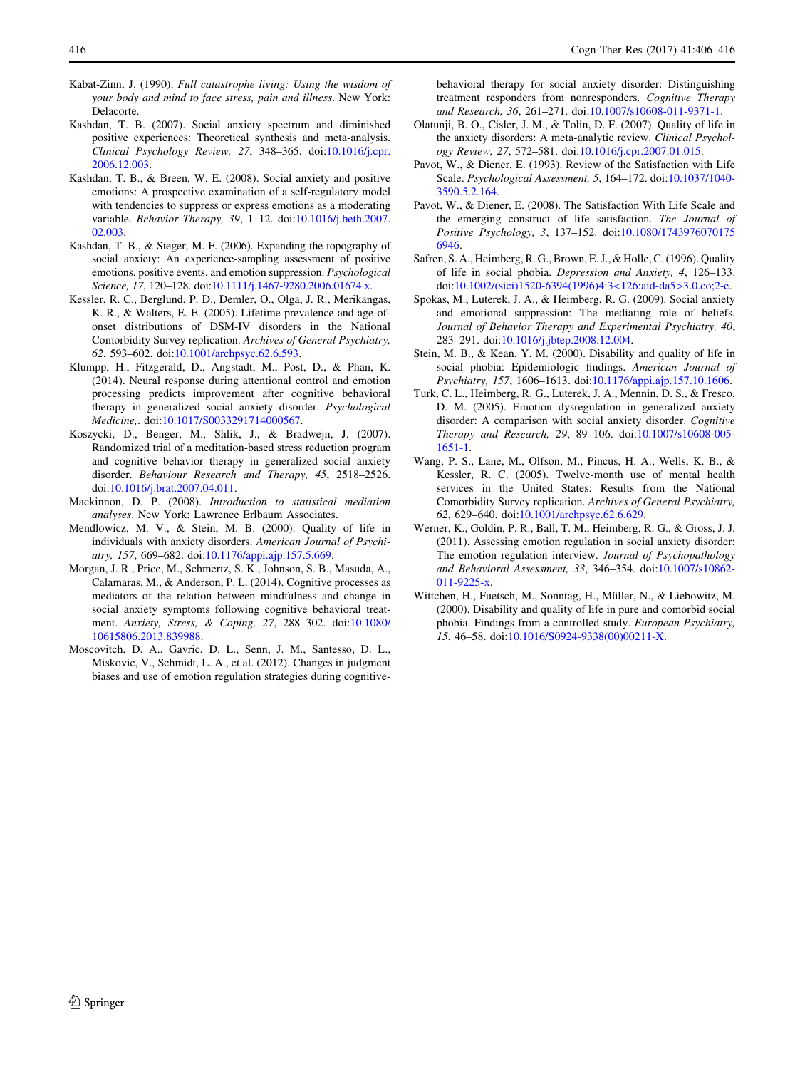Kabat-Zinn, J. (1990). *Full catastrophe living: Using the wisdom of your body and mind to face stress, pain and illness*. New York: Delacorte.

Kashdan, T. B. (2007). Social anxiety spectrum and diminished positive experiences: Theoretical synthesis and meta-analysis. *Clinical Psychology Review, 27*, 348–365. doi:10.1016/j.cpr.2006.12.003.

Kashdan, T. B., & Breen, W. E. (2008). Social anxiety and positive emotions: A prospective examination of a self-regulatory model with tendencies to suppress or express emotions as a moderating variable. *Behavior Therapy, 39*, 1–12. doi:10.1016/j.beth.2007.02.003.

Kashdan, T. B., & Steger, M. F. (2006). Expanding the topography of social anxiety: An experience-sampling assessment of positive emotions, positive events, and emotion suppression. *Psychological Science, 17*, 120–128. doi:10.1111/j.1467-9280.2006.01674.x.

Kessler, R. C., Berglund, P. D., Demler, O., Olga, J. R., Merikangas, K. R., & Walters, E. E. (2005). Lifetime prevalence and age-of-onset distributions of DSM-IV disorders in the National Comorbidity Survey replication. *Archives of General Psychiatry, 62*, 593–602. doi:10.1001/archpsyc.62.6.593.

Klumpp, H., Fitzgerald, D., Angstadt, M., Post, D., & Phan, K. (2014). Neural response during attentional control and emotion processing predicts improvement after cognitive behavioral therapy in generalized social anxiety disorder. *Psychological Medicine,*. doi:10.1017/S0033291714000567.

Koszycki, D., Benger, M., Shlik, J., & Bradwejn, J. (2007). Randomized trial of a meditation-based stress reduction program and cognitive behavior therapy in generalized social anxiety disorder. *Behaviour Research and Therapy, 45*, 2518–2526. doi:10.1016/j.brat.2007.04.011.

Mackinnon, D. P. (2008). *Introduction to statistical mediation analyses*. New York: Lawrence Erlbaum Associates.

Mendlowicz, M. V., & Stein, M. B. (2000). Quality of life in individuals with anxiety disorders. *American Journal of Psychiatry, 157*, 669–682. doi:10.1176/appi.ajp.157.5.669.

Morgan, J. R., Price, M., Schmertz, S. K., Johnson, S. B., Masuda, A., Calamaras, M., & Anderson, P. L. (2014). Cognitive processes as mediators of the relation between mindfulness and change in social anxiety symptoms following cognitive behavioral treatment. *Anxiety, Stress, & Coping, 27*, 288–302. doi:10.1080/10615806.2013.839988.

Moscovitch, D. A., Gavric, D. L., Senn, J. M., Santesso, D. L., Miskovic, V., Schmidt, L. A., et al. (2012). Changes in judgment biases and use of emotion regulation strategies during cognitive-behavioral therapy for social anxiety disorder: Distinguishing treatment responders from nonresponders. *Cognitive Therapy and Research, 36*, 261–271. doi:10.1007/s10608-011-9371-1.

Olatunji, B. O., Cisler, J. M., & Tolin, D. F. (2007). Quality of life in the anxiety disorders: A meta-analytic review. *Clinical Psychology Review, 27*, 572–581. doi:10.1016/j.cpr.2007.01.015.

Pavot, W., & Diener, E. (1993). Review of the Satisfaction with Life Scale. *Psychological Assessment, 5*, 164–172. doi:10.1037/1040-3590.5.2.164.

Pavot, W., & Diener, E. (2008). The Satisfaction With Life Scale and the emerging construct of life satisfaction. *The Journal of Positive Psychology, 3*, 137–152. doi:10.1080/17439760701756946.

Safren, S. A., Heimberg, R. G., Brown, E. J., & Holle, C. (1996). Quality of life in social phobia. *Depression and Anxiety, 4*, 126–133. doi:10.1002/(sici)1520-6394(1996)4:3<126:aid-da5>3.0.co;2-e.

Spokas, M., Luterek, J. A., & Heimberg, R. G. (2009). Social anxiety and emotional suppression: The mediating role of beliefs. *Journal of Behavior Therapy and Experimental Psychiatry, 40*, 283–291. doi:10.1016/j.jbtep.2008.12.004.

Stein, M. B., & Kean, Y. M. (2000). Disability and quality of life in social phobia: Epidemiologic findings. *American Journal of Psychiatry, 157*, 1606–1613. doi:10.1176/appi.ajp.157.10.1606.

Turk, C. L., Heimberg, R. G., Luterek, J. A., Mennin, D. S., & Fresco, D. M. (2005). Emotion dysregulation in generalized anxiety disorder: A comparison with social anxiety disorder. *Cognitive Therapy and Research, 29*, 89–106. doi:10.1007/s10608-005-1651-1.

Wang, P. S., Lane, M., Olfson, M., Pincus, H. A., Wells, K. B., & Kessler, R. C. (2005). Twelve-month use of mental health services in the United States: Results from the National Comorbidity Survey replication. *Archives of General Psychiatry, 62*, 629–640. doi:10.1001/archpsyc.62.6.629.

Werner, K., Goldin, P. R., Ball, T. M., Heimberg, R. G., & Gross, J. J. (2011). Assessing emotion regulation in social anxiety disorder: The emotion regulation interview. *Journal of Psychopathology and Behavioral Assessment, 33*, 346–354. doi:10.1007/s10862-011-9225-x.

Wittchen, H., Fuetsch, M., Sonntag, H., Müller, N., & Liebowitz, M. (2000). Disability and quality of life in pure and comorbid social phobia. Findings from a controlled study. *European Psychiatry, 15*, 46–58. doi:10.1016/S0924-9338(00)00211-X.